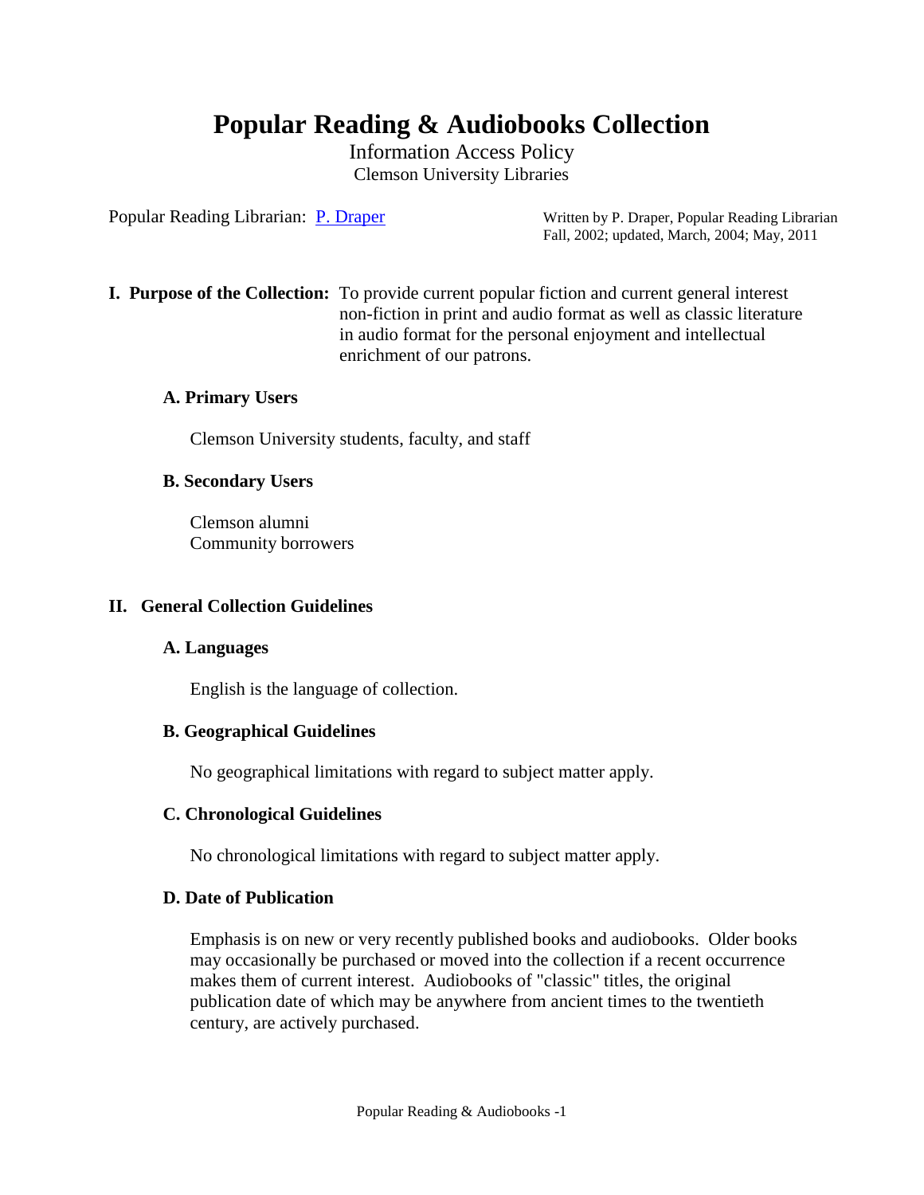# Popular Reading & Audiobooks Collection

Information Access Policy

Clemson University Libraries

Popular Reading Librarian: P. Draper

Written by P. Draper, Popular Reading Librarian
Fall, 2002; updated, March, 2004; May, 2011

**I. Purpose of the Collection:** To provide current popular fiction and current general interest non-fiction in print and audio format as well as classic literature in audio format for the personal enjoyment and intellectual enrichment of our patrons.

### A. Primary Users

Clemson University students, faculty, and staff

### B. Secondary Users

Clemson alumni
Community borrowers

## II. General Collection Guidelines

### A. Languages

English is the language of collection.

### B. Geographical Guidelines

No geographical limitations with regard to subject matter apply.

### C. Chronological Guidelines

No chronological limitations with regard to subject matter apply.

### D. Date of Publication

Emphasis is on new or very recently published books and audiobooks. Older books may occasionally be purchased or moved into the collection if a recent occurrence makes them of current interest. Audiobooks of "classic" titles, the original publication date of which may be anywhere from ancient times to the twentieth century, are actively purchased.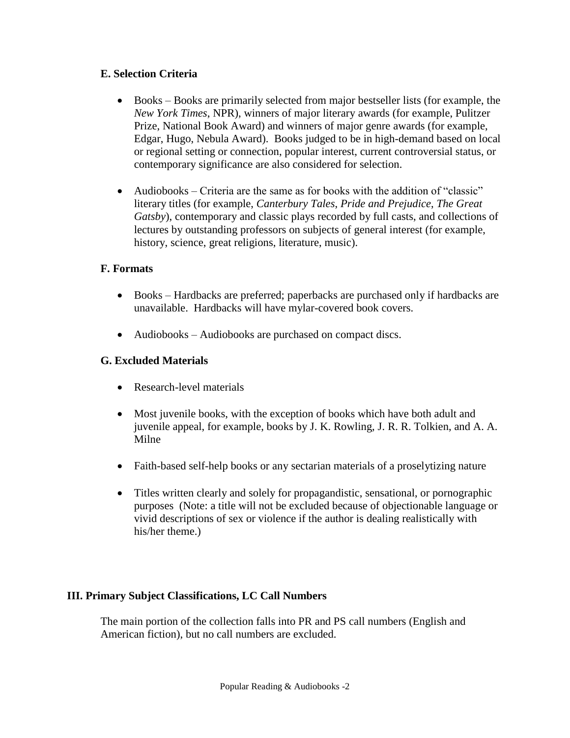### E. Selection Criteria

- Books – Books are primarily selected from major bestseller lists (for example, the *New York Times*, NPR), winners of major literary awards (for example, Pulitzer Prize, National Book Award) and winners of major genre awards (for example, Edgar, Hugo, Nebula Award). Books judged to be in high-demand based on local or regional setting or connection, popular interest, current controversial status, or contemporary significance are also considered for selection.

- Audiobooks – Criteria are the same as for books with the addition of "classic" literary titles (for example, *Canterbury Tales*, *Pride and Prejudice*, *The Great Gatsby*), contemporary and classic plays recorded by full casts, and collections of lectures by outstanding professors on subjects of general interest (for example, history, science, great religions, literature, music).

### F. Formats

- Books – Hardbacks are preferred; paperbacks are purchased only if hardbacks are unavailable. Hardbacks will have mylar-covered book covers.

- Audiobooks – Audiobooks are purchased on compact discs.

### G. Excluded Materials

- Research-level materials

- Most juvenile books, with the exception of books which have both adult and juvenile appeal, for example, books by J. K. Rowling, J. R. R. Tolkien, and A. A. Milne

- Faith-based self-help books or any sectarian materials of a proselytizing nature

- Titles written clearly and solely for propagandistic, sensational, or pornographic purposes (Note: a title will not be excluded because of objectionable language or vivid descriptions of sex or violence if the author is dealing realistically with his/her theme.)

## III. Primary Subject Classifications, LC Call Numbers

The main portion of the collection falls into PR and PS call numbers (English and American fiction), but no call numbers are excluded.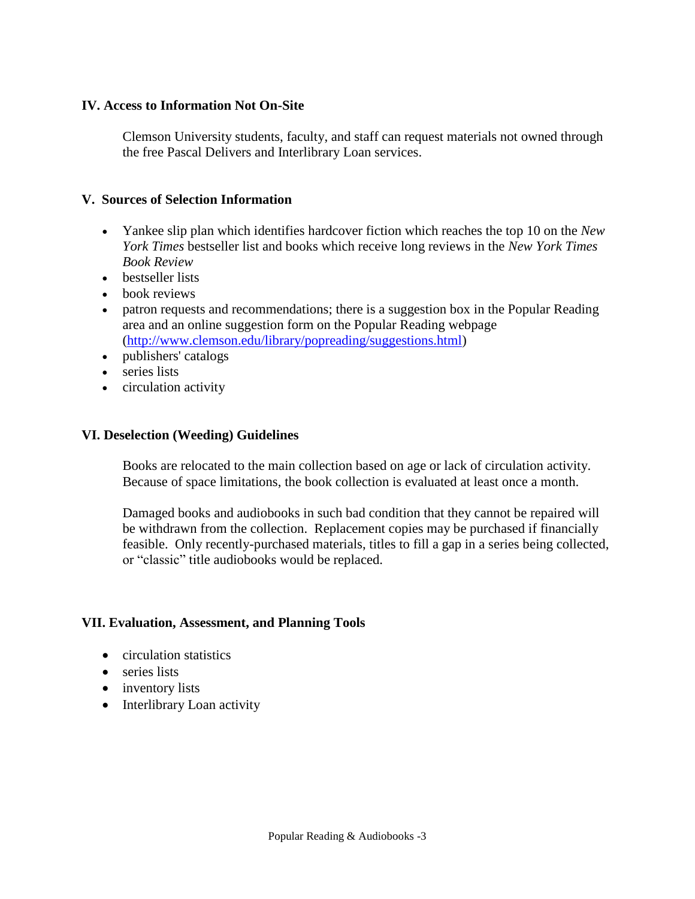## IV. Access to Information Not On-Site

Clemson University students, faculty, and staff can request materials not owned through the free Pascal Delivers and Interlibrary Loan services.

## V. Sources of Selection Information

- Yankee slip plan which identifies hardcover fiction which reaches the top 10 on the *New York Times* bestseller list and books which receive long reviews in the *New York Times Book Review*
- bestseller lists
- book reviews
- patron requests and recommendations; there is a suggestion box in the Popular Reading area and an online suggestion form on the Popular Reading webpage (http://www.clemson.edu/library/popreading/suggestions.html)
- publishers' catalogs
- series lists
- circulation activity

## VI. Deselection (Weeding) Guidelines

Books are relocated to the main collection based on age or lack of circulation activity. Because of space limitations, the book collection is evaluated at least once a month.

Damaged books and audiobooks in such bad condition that they cannot be repaired will be withdrawn from the collection. Replacement copies may be purchased if financially feasible. Only recently-purchased materials, titles to fill a gap in a series being collected, or "classic" title audiobooks would be replaced.

## VII. Evaluation, Assessment, and Planning Tools

- circulation statistics
- series lists
- inventory lists
- Interlibrary Loan activity